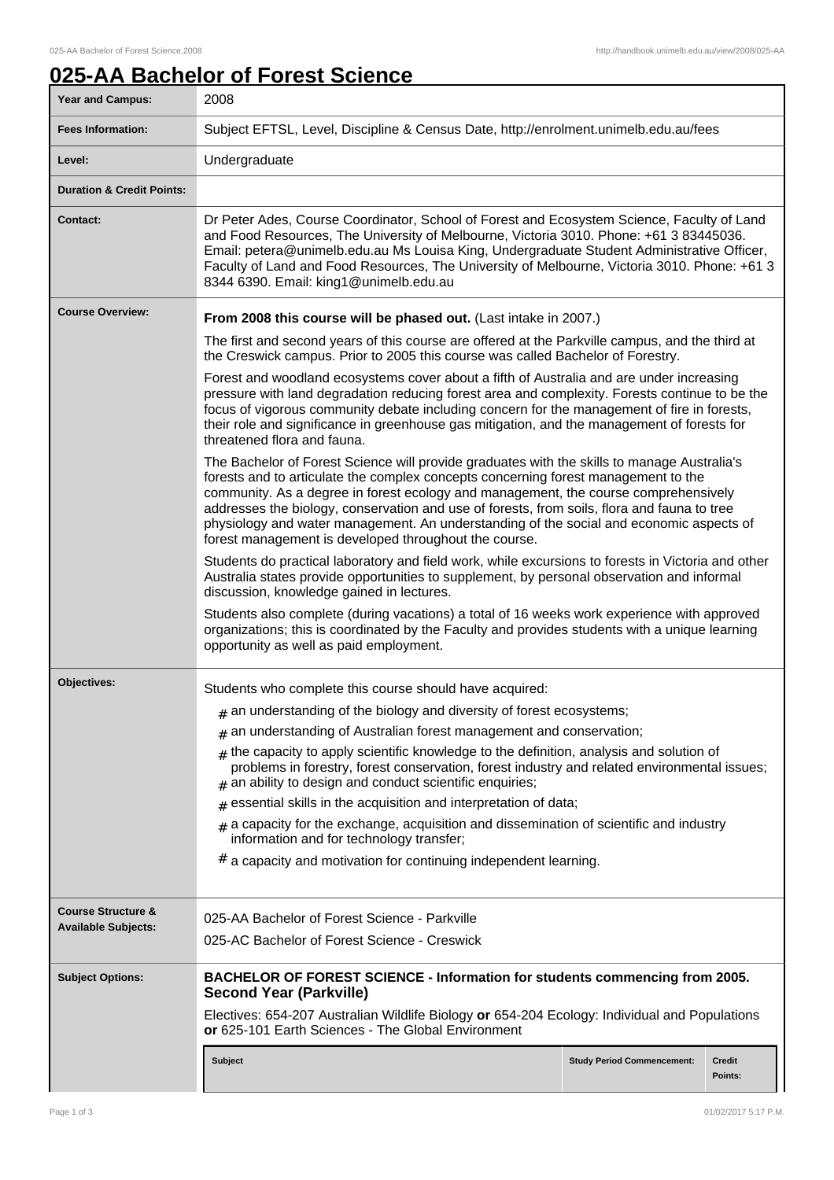# 025-AA Bachelor of Forest Science

| | |
|---|---|
| **Year and Campus:** | 2008 |
| **Fees Information:** | Subject EFTSL, Level, Discipline & Census Date, http://enrolment.unimelb.edu.au/fees |
| **Level:** | Undergraduate |
| **Duration & Credit Points:** | |
| **Contact:** | Dr Peter Ades, Course Coordinator, School of Forest and Ecosystem Science, Faculty of Land and Food Resources, The University of Melbourne, Victoria 3010. Phone: +61 3 83445036. Email: petera@unimelb.edu.au Ms Louisa King, Undergraduate Student Administrative Officer, Faculty of Land and Food Resources, The University of Melbourne, Victoria 3010. Phone: +61 3 8344 6390. Email: king1@unimelb.edu.au |

## Course Overview:

**From 2008 this course will be phased out.** (Last intake in 2007.)

The first and second years of this course are offered at the Parkville campus, and the third at the Creswick campus. Prior to 2005 this course was called Bachelor of Forestry.

Forest and woodland ecosystems cover about a fifth of Australia and are under increasing pressure with land degradation reducing forest area and complexity. Forests continue to be the focus of vigorous community debate including concern for the management of fire in forests, their role and significance in greenhouse gas mitigation, and the management of forests for threatened flora and fauna.

The Bachelor of Forest Science will provide graduates with the skills to manage Australia's forests and to articulate the complex concepts concerning forest management to the community. As a degree in forest ecology and management, the course comprehensively addresses the biology, conservation and use of forests, from soils, flora and fauna to tree physiology and water management. An understanding of the social and economic aspects of forest management is developed throughout the course.

Students do practical laboratory and field work, while excursions to forests in Victoria and other Australia states provide opportunities to supplement, by personal observation and informal discussion, knowledge gained in lectures.

Students also complete (during vacations) a total of 16 weeks work experience with approved organizations; this is coordinated by the Faculty and provides students with a unique learning opportunity as well as paid employment.

## Objectives:

Students who complete this course should have acquired:

- an understanding of the biology and diversity of forest ecosystems;
- an understanding of Australian forest management and conservation;
- the capacity to apply scientific knowledge to the definition, analysis and solution of problems in forestry, forest conservation, forest industry and related environmental issues;
- an ability to design and conduct scientific enquiries;
- essential skills in the acquisition and interpretation of data;
- a capacity for the exchange, acquisition and dissemination of scientific and industry information and for technology transfer;
- a capacity and motivation for continuing independent learning.

## Course Structure & Available Subjects:

025-AA Bachelor of Forest Science - Parkville

025-AC Bachelor of Forest Science - Creswick

## Subject Options:

**BACHELOR OF FOREST SCIENCE - Information for students commencing from 2005. Second Year (Parkville)**

Electives: 654-207 Australian Wildlife Biology **or** 654-204 Ecology: Individual and Populations **or** 625-101 Earth Sciences - The Global Environment

| Subject | Study Period Commencement: | Credit Points: |
|---|---|---|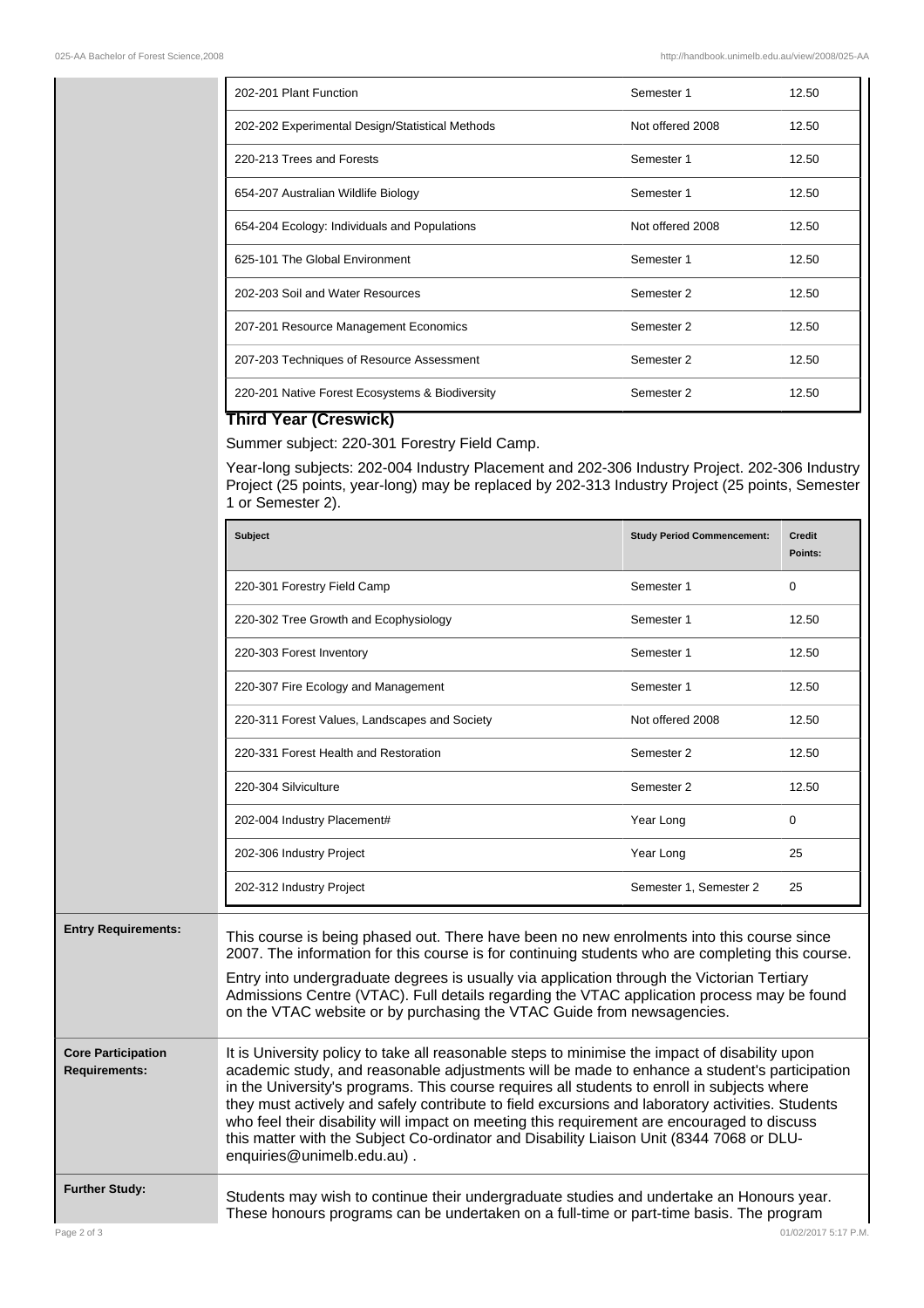| | | |
|---|---|---|
| 202-201 Plant Function | Semester 1 | 12.50 |
| 202-202 Experimental Design/Statistical Methods | Not offered 2008 | 12.50 |
| 220-213 Trees and Forests | Semester 1 | 12.50 |
| 654-207 Australian Wildlife Biology | Semester 1 | 12.50 |
| 654-204 Ecology: Individuals and Populations | Not offered 2008 | 12.50 |
| 625-101 The Global Environment | Semester 1 | 12.50 |
| 202-203 Soil and Water Resources | Semester 2 | 12.50 |
| 207-201 Resource Management Economics | Semester 2 | 12.50 |
| 207-203 Techniques of Resource Assessment | Semester 2 | 12.50 |
| 220-201 Native Forest Ecosystems & Biodiversity | Semester 2 | 12.50 |

### Third Year (Creswick)

Summer subject: 220-301 Forestry Field Camp.

Year-long subjects: 202-004 Industry Placement and 202-306 Industry Project. 202-306 Industry Project (25 points, year-long) may be replaced by 202-313 Industry Project (25 points, Semester 1 or Semester 2).

| Subject | Study Period Commencement: | Credit Points: |
|---|---|---|
| 220-301 Forestry Field Camp | Semester 1 | 0 |
| 220-302 Tree Growth and Ecophysiology | Semester 1 | 12.50 |
| 220-303 Forest Inventory | Semester 1 | 12.50 |
| 220-307 Fire Ecology and Management | Semester 1 | 12.50 |
| 220-311 Forest Values, Landscapes and Society | Not offered 2008 | 12.50 |
| 220-331 Forest Health and Restoration | Semester 2 | 12.50 |
| 220-304 Silviculture | Semester 2 | 12.50 |
| 202-004 Industry Placement# | Year Long | 0 |
| 202-306 Industry Project | Year Long | 25 |
| 202-312 Industry Project | Semester 1, Semester 2 | 25 |

**Entry Requirements:**

This course is being phased out. There have been no new enrolments into this course since 2007. The information for this course is for continuing students who are completing this course.

Entry into undergraduate degrees is usually via application through the Victorian Tertiary Admissions Centre (VTAC). Full details regarding the VTAC application process may be found on the VTAC website or by purchasing the VTAC Guide from newsagencies.

**Core Participation Requirements:**

It is University policy to take all reasonable steps to minimise the impact of disability upon academic study, and reasonable adjustments will be made to enhance a student's participation in the University's programs. This course requires all students to enroll in subjects where they must actively and safely contribute to field excursions and laboratory activities. Students who feel their disability will impact on meeting this requirement are encouraged to discuss this matter with the Subject Co-ordinator and Disability Liaison Unit (8344 7068 or DLU-enquiries@unimelb.edu.au) .

**Further Study:**

Students may wish to continue their undergraduate studies and undertake an Honours year. These honours programs can be undertaken on a full-time or part-time basis. The program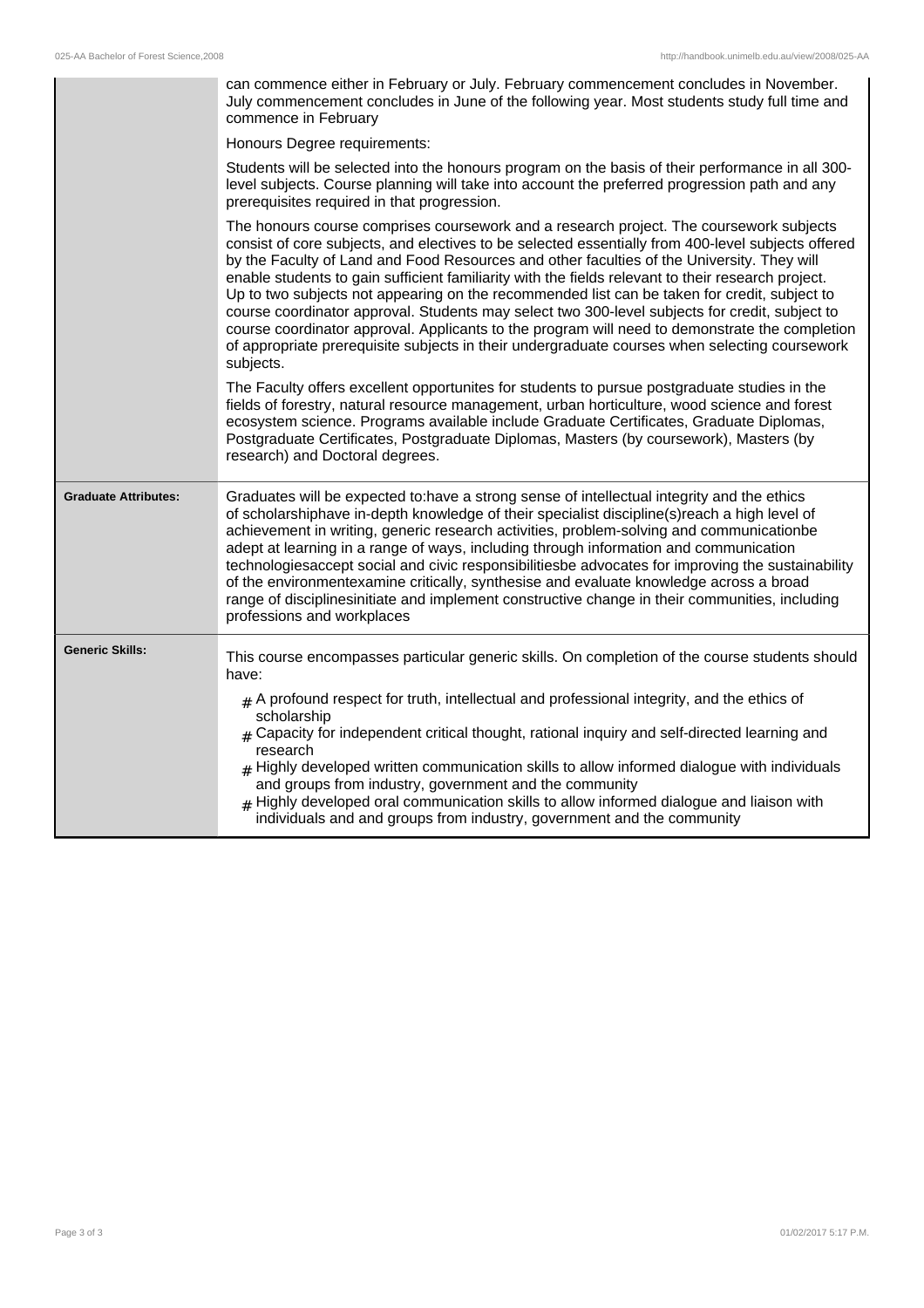| | |
|---|---|
| | can commence either in February or July. February commencement concludes in November. July commencement concludes in June of the following year. Most students study full time and commence in February<br><br>Honours Degree requirements:<br><br>Students will be selected into the honours program on the basis of their performance in all 300-level subjects. Course planning will take into account the preferred progression path and any prerequisites required in that progression.<br><br>The honours course comprises coursework and a research project. The coursework subjects consist of core subjects, and electives to be selected essentially from 400-level subjects offered by the Faculty of Land and Food Resources and other faculties of the University. They will enable students to gain sufficient familiarity with the fields relevant to their research project. Up to two subjects not appearing on the recommended list can be taken for credit, subject to course coordinator approval. Students may select two 300-level subjects for credit, subject to course coordinator approval. Applicants to the program will need to demonstrate the completion of appropriate prerequisite subjects in their undergraduate courses when selecting coursework subjects.<br><br>The Faculty offers excellent opportunites for students to pursue postgraduate studies in the fields of forestry, natural resource management, urban horticulture, wood science and forest ecosystem science. Programs available include Graduate Certificates, Graduate Diplomas, Postgraduate Certificates, Postgraduate Diplomas, Masters (by coursework), Masters (by research) and Doctoral degrees. |
| **Graduate Attributes:** | Graduates will be expected to:have a strong sense of intellectual integrity and the ethics of scholarshiphave in-depth knowledge of their specialist discipline(s)reach a high level of achievement in writing, generic research activities, problem-solving and communicationbe adept at learning in a range of ways, including through information and communication technologiesaccept social and civic responsibilitiesbe advocates for improving the sustainability of the environmentexamine critically, synthesise and evaluate knowledge across a broad range of disciplinesinitiate and implement constructive change in their communities, including professions and workplaces |
| **Generic Skills:** | This course encompasses particular generic skills. On completion of the course students should have:<br><br># A profound respect for truth, intellectual and professional integrity, and the ethics of scholarship<br># Capacity for independent critical thought, rational inquiry and self-directed learning and research<br># Highly developed written communication skills to allow informed dialogue with individuals and groups from industry, government and the community<br># Highly developed oral communication skills to allow informed dialogue and liaison with individuals and and groups from industry, government and the community |